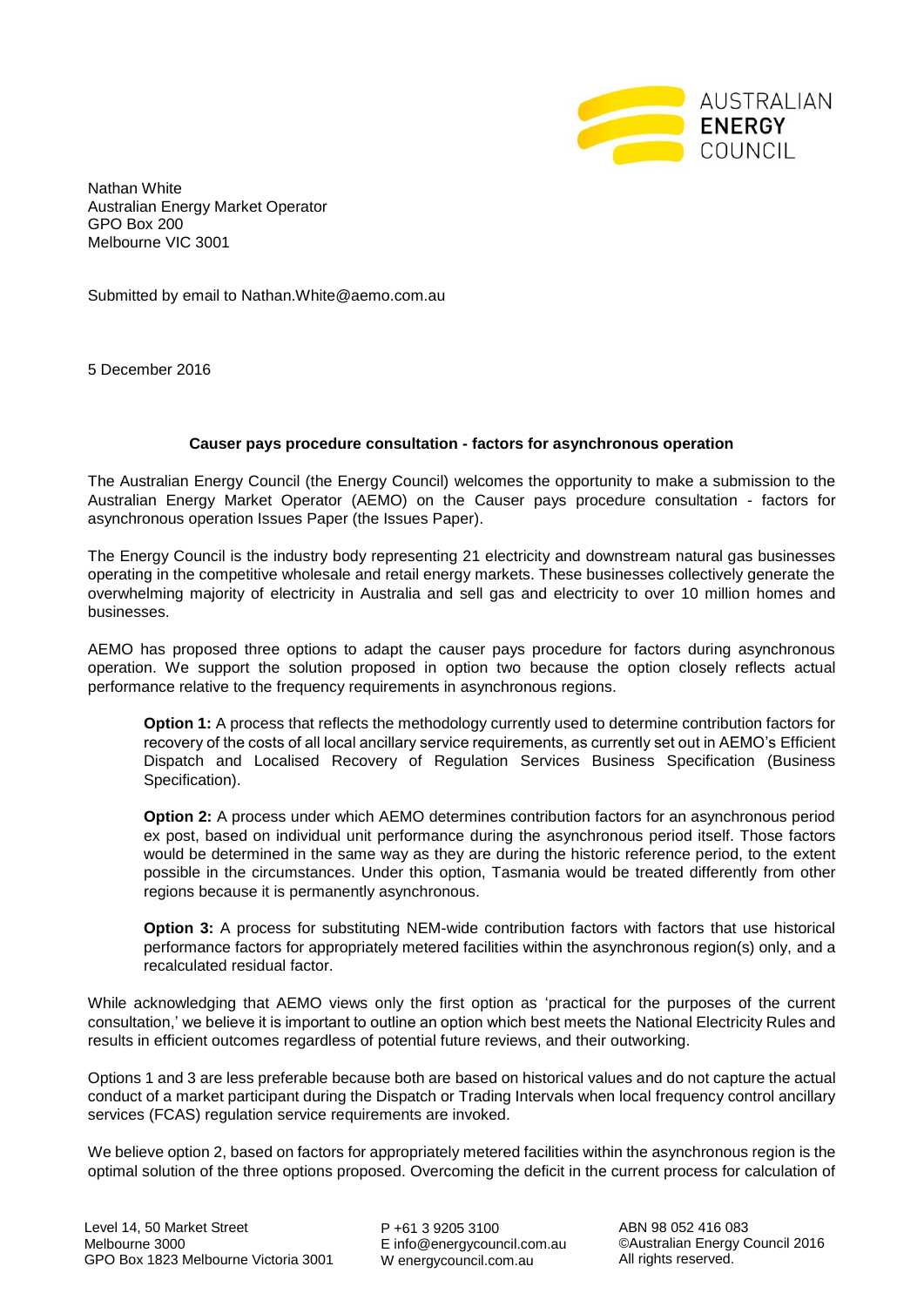AUSTRALIAN **ENERGY** COUNCIL

Nathan White
Australian Energy Market Operator
GPO Box 200
Melbourne VIC 3001

Submitted by email to Nathan.White@aemo.com.au

5 December 2016

**Causer pays procedure consultation - factors for asynchronous operation**

The Australian Energy Council (the Energy Council) welcomes the opportunity to make a submission to the Australian Energy Market Operator (AEMO) on the Causer pays procedure consultation - factors for asynchronous operation Issues Paper (the Issues Paper).

The Energy Council is the industry body representing 21 electricity and downstream natural gas businesses operating in the competitive wholesale and retail energy markets. These businesses collectively generate the overwhelming majority of electricity in Australia and sell gas and electricity to over 10 million homes and businesses.

AEMO has proposed three options to adapt the causer pays procedure for factors during asynchronous operation. We support the solution proposed in option two because the option closely reflects actual performance relative to the frequency requirements in asynchronous regions.

> **Option 1:** A process that reflects the methodology currently used to determine contribution factors for recovery of the costs of all local ancillary service requirements, as currently set out in AEMO's Efficient Dispatch and Localised Recovery of Regulation Services Business Specification (Business Specification).
>
> **Option 2:** A process under which AEMO determines contribution factors for an asynchronous period ex post, based on individual unit performance during the asynchronous period itself. Those factors would be determined in the same way as they are during the historic reference period, to the extent possible in the circumstances. Under this option, Tasmania would be treated differently from other regions because it is permanently asynchronous.
>
> **Option 3:** A process for substituting NEM-wide contribution factors with factors that use historical performance factors for appropriately metered facilities within the asynchronous region(s) only, and a recalculated residual factor.

While acknowledging that AEMO views only the first option as 'practical for the purposes of the current consultation,' we believe it is important to outline an option which best meets the National Electricity Rules and results in efficient outcomes regardless of potential future reviews, and their outworking.

Options 1 and 3 are less preferable because both are based on historical values and do not capture the actual conduct of a market participant during the Dispatch or Trading Intervals when local frequency control ancillary services (FCAS) regulation service requirements are invoked.

We believe option 2, based on factors for appropriately metered facilities within the asynchronous region is the optimal solution of the three options proposed. Overcoming the deficit in the current process for calculation of

Level 14, 50 Market Street
Melbourne 3000
GPO Box 1823 Melbourne Victoria 3001

P +61 3 9205 3100
E info@energycouncil.com.au
W energycouncil.com.au

ABN 98 052 416 083
©Australian Energy Council 2016
All rights reserved.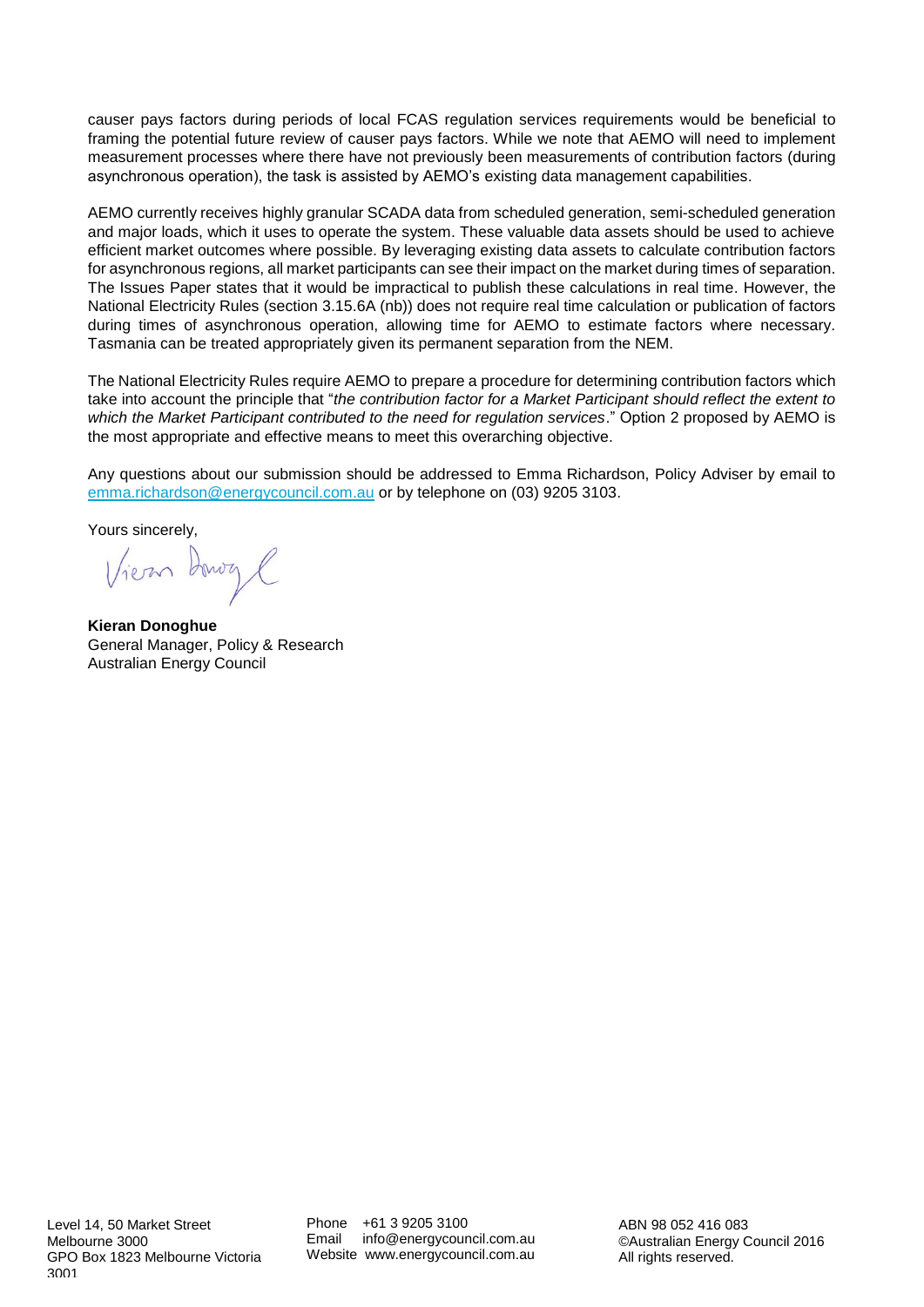causer pays factors during periods of local FCAS regulation services requirements would be beneficial to framing the potential future review of causer pays factors. While we note that AEMO will need to implement measurement processes where there have not previously been measurements of contribution factors (during asynchronous operation), the task is assisted by AEMO's existing data management capabilities.

AEMO currently receives highly granular SCADA data from scheduled generation, semi-scheduled generation and major loads, which it uses to operate the system. These valuable data assets should be used to achieve efficient market outcomes where possible. By leveraging existing data assets to calculate contribution factors for asynchronous regions, all market participants can see their impact on the market during times of separation. The Issues Paper states that it would be impractical to publish these calculations in real time. However, the National Electricity Rules (section 3.15.6A (nb)) does not require real time calculation or publication of factors during times of asynchronous operation, allowing time for AEMO to estimate factors where necessary. Tasmania can be treated appropriately given its permanent separation from the NEM.

The National Electricity Rules require AEMO to prepare a procedure for determining contribution factors which take into account the principle that "*the contribution factor for a Market Participant should reflect the extent to which the Market Participant contributed to the need for regulation services*." Option 2 proposed by AEMO is the most appropriate and effective means to meet this overarching objective.

Any questions about our submission should be addressed to Emma Richardson, Policy Adviser by email to emma.richardson@energycouncil.com.au or by telephone on (03) 9205 3103.

Yours sincerely,

**Kieran Donoghue**
General Manager, Policy & Research
Australian Energy Council

Level 14, 50 Market Street
Melbourne 3000
GPO Box 1823 Melbourne Victoria 3001

Phone +61 3 9205 3100
Email info@energycouncil.com.au
Website www.energycouncil.com.au

ABN 98 052 416 083
©Australian Energy Council 2016
All rights reserved.